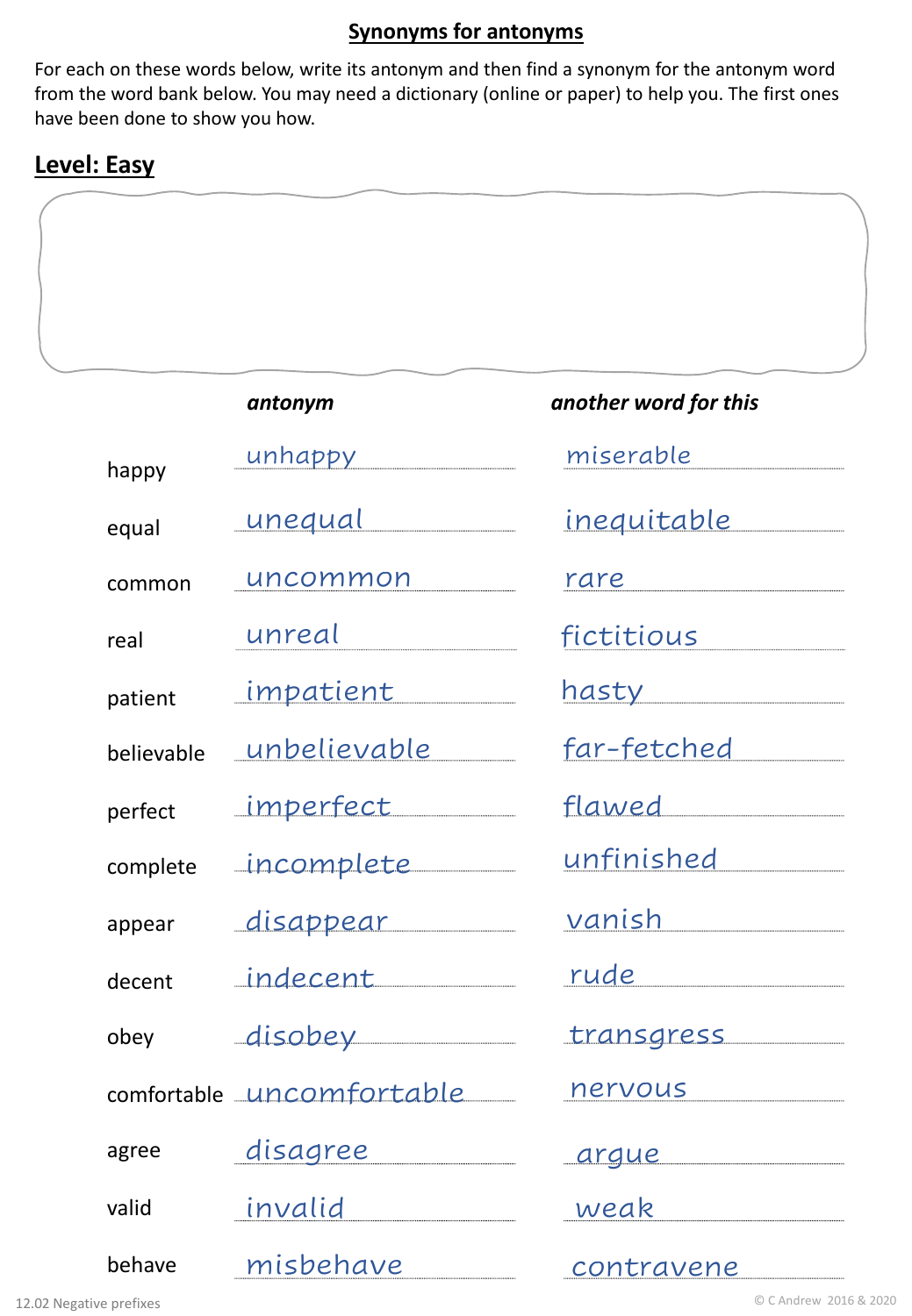# Synonyms for antonyms

For each on these words below, write its antonym and then find a synonym for the antonym word from the word bank below. You may need a dictionary (online or paper) to help you. The first ones have been done to show you how.

## Level: Easy

| | *antonym* | *another word for this* |
|---|---|---|
| happy | unhappy | miserable |
| equal | unequal | inequitable |
| common | uncommon | rare |
| real | unreal | fictitious |
| patient | impatient | hasty |
| believable | unbelievable | far-fetched |
| perfect | imperfect | flawed |
| complete | incomplete | unfinished |
| appear | disappear | vanish |
| decent | indecent | rude |
| obey | disobey | transgress |
| comfortable | uncomfortable | nervous |
| agree | disagree | argue |
| valid | invalid | weak |
| behave | misbehave | contravene |

12.02 Negative prefixes

© C Andrew 2016 & 2020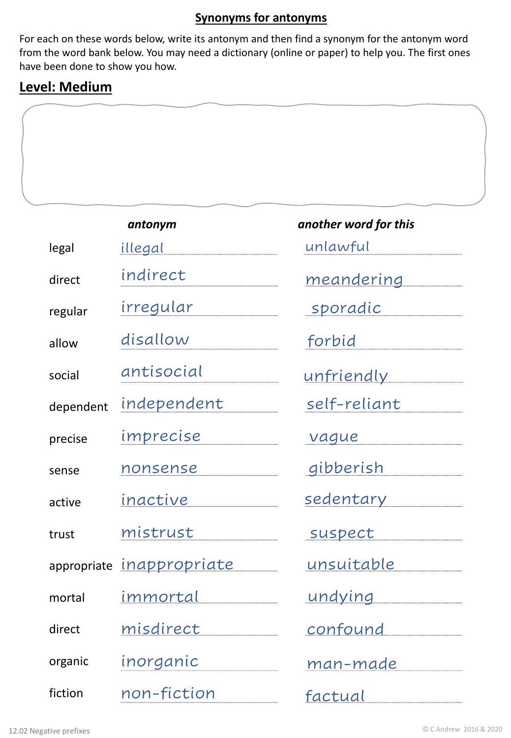## Synonyms for antonyms

For each on these words below, write its antonym and then find a synonym for the antonym word from the word bank below. You may need a dictionary (online or paper) to help you. The first ones have been done to show you how.

## Level: Medium

| | *antonym* | *another word for this* |
|---|---|---|
| legal | illegal | unlawful |
| direct | indirect | meandering |
| regular | irregular | sporadic |
| allow | disallow | forbid |
| social | antisocial | unfriendly |
| dependent | independent | self-reliant |
| precise | imprecise | vague |
| sense | nonsense | gibberish |
| active | inactive | sedentary |
| trust | mistrust | suspect |
| appropriate | inappropriate | unsuitable |
| mortal | immortal | undying |
| direct | misdirect | confound |
| organic | inorganic | man-made |
| fiction | non-fiction | factual |

12.02 Negative prefixes

© C Andrew 2016 & 2020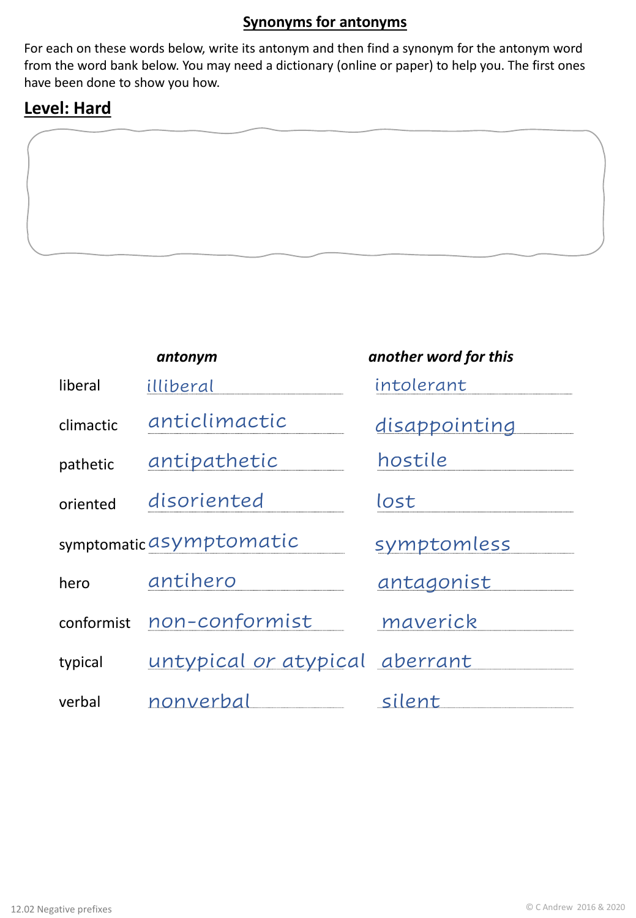## Synonyms for antonyms

For each on these words below, write its antonym and then find a synonym for the antonym word from the word bank below. You may need a dictionary (online or paper) to help you. The first ones have been done to show you how.

## Level: Hard

| | *antonym* | *another word for this* |
|---|---|---|
| liberal | illiberal | intolerant |
| climactic | anticlimactic | disappointing |
| pathetic | antipathetic | hostile |
| oriented | disoriented | lost |
| symptomatic | asymptomatic | symptomless |
| hero | antihero | antagonist |
| conformist | non-conformist | maverick |
| typical | untypical or atypical | aberrant |
| verbal | nonverbal | silent |

12.02 Negative prefixes

© C Andrew 2016 & 2020